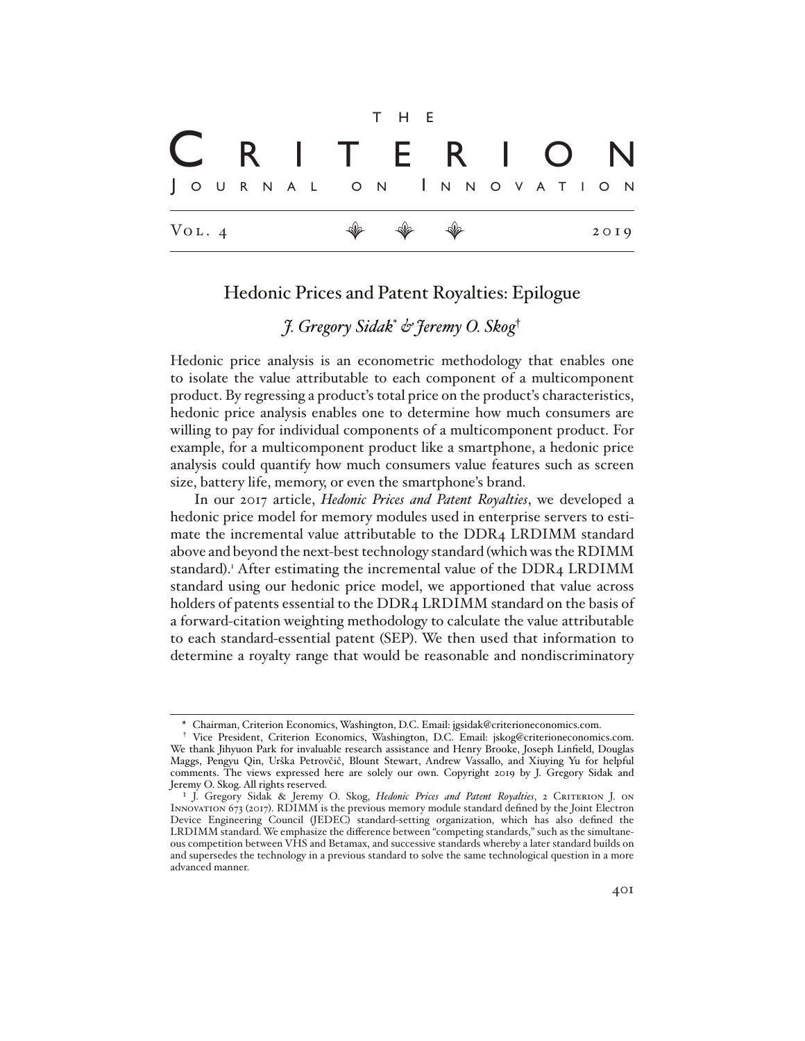# THE CRITERION JOURNAL ON INNOVATION

Vol. 4 ❦ ❦ ❦ 2019

## Hedonic Prices and Patent Royalties: Epilogue

*J. Gregory Sidak*\* *& Jeremy O. Skog*†

Hedonic price analysis is an econometric methodology that enables one to isolate the value attributable to each component of a multicomponent product. By regressing a product's total price on the product's characteristics, hedonic price analysis enables one to determine how much consumers are willing to pay for individual components of a multicomponent product. For example, for a multicomponent product like a smartphone, a hedonic price analysis could quantify how much consumers value features such as screen size, battery life, memory, or even the smartphone's brand.

In our 2017 article, *Hedonic Prices and Patent Royalties*, we developed a hedonic price model for memory modules used in enterprise servers to estimate the incremental value attributable to the DDR4 LRDIMM standard above and beyond the next-best technology standard (which was the RDIMM standard).[1] After estimating the incremental value of the DDR4 LRDIMM standard using our hedonic price model, we apportioned that value across holders of patents essential to the DDR4 LRDIMM standard on the basis of a forward-citation weighting methodology to calculate the value attributable to each standard-essential patent (SEP). We then used that information to determine a royalty range that would be reasonable and nondiscriminatory

---

\* Chairman, Criterion Economics, Washington, D.C. Email: jgsidak@criterioneconomics.com.

† Vice President, Criterion Economics, Washington, D.C. Email: jskog@criterioneconomics.com. We thank Jihyuon Park for invaluable research assistance and Henry Brooke, Joseph Linfield, Douglas Maggs, Pengyu Qin, Urška Petrovčič, Blount Stewart, Andrew Vassallo, and Xiuying Yu for helpful comments. The views expressed here are solely our own. Copyright 2019 by J. Gregory Sidak and Jeremy O. Skog. All rights reserved.

[1] J. Gregory Sidak & Jeremy O. Skog, *Hedonic Prices and Patent Royalties*, 2 Criterion J. on Innovation 673 (2017). RDIMM is the previous memory module standard defined by the Joint Electron Device Engineering Council (JEDEC) standard-setting organization, which has also defined the LRDIMM standard. We emphasize the difference between "competing standards," such as the simultaneous competition between VHS and Betamax, and successive standards whereby a later standard builds on and supersedes the technology in a previous standard to solve the same technological question in a more advanced manner.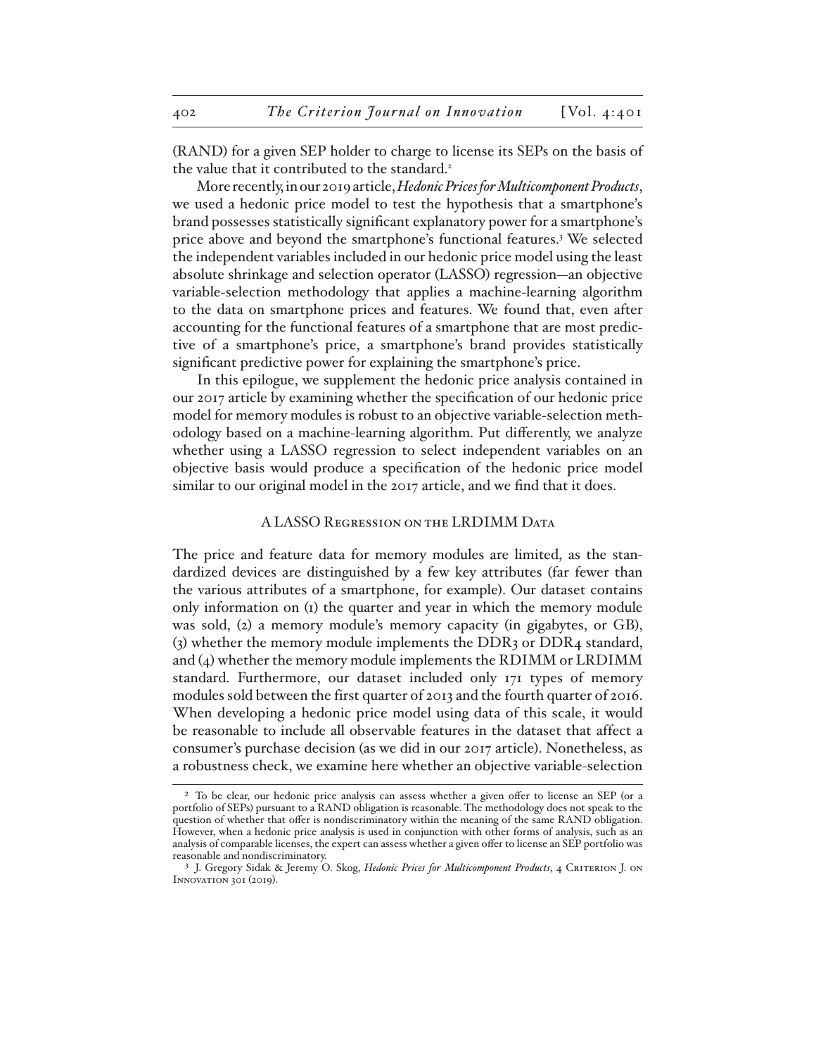(RAND) for a given SEP holder to charge to license its SEPs on the basis of the value that it contributed to the standard.[2]

More recently, in our 2019 article, *Hedonic Prices for Multicomponent Products*, we used a hedonic price model to test the hypothesis that a smartphone's brand possesses statistically significant explanatory power for a smartphone's price above and beyond the smartphone's functional features.[3] We selected the independent variables included in our hedonic price model using the least absolute shrinkage and selection operator (LASSO) regression—an objective variable-selection methodology that applies a machine-learning algorithm to the data on smartphone prices and features. We found that, even after accounting for the functional features of a smartphone that are most predictive of a smartphone's price, a smartphone's brand provides statistically significant predictive power for explaining the smartphone's price.

In this epilogue, we supplement the hedonic price analysis contained in our 2017 article by examining whether the specification of our hedonic price model for memory modules is robust to an objective variable-selection methodology based on a machine-learning algorithm. Put differently, we analyze whether using a LASSO regression to select independent variables on an objective basis would produce a specification of the hedonic price model similar to our original model in the 2017 article, and we find that it does.

## A LASSO Regression on the LRDIMM Data

The price and feature data for memory modules are limited, as the standardized devices are distinguished by a few key attributes (far fewer than the various attributes of a smartphone, for example). Our dataset contains only information on (1) the quarter and year in which the memory module was sold, (2) a memory module's memory capacity (in gigabytes, or GB), (3) whether the memory module implements the DDR3 or DDR4 standard, and (4) whether the memory module implements the RDIMM or LRDIMM standard. Furthermore, our dataset included only 171 types of memory modules sold between the first quarter of 2013 and the fourth quarter of 2016. When developing a hedonic price model using data of this scale, it would be reasonable to include all observable features in the dataset that affect a consumer's purchase decision (as we did in our 2017 article). Nonetheless, as a robustness check, we examine here whether an objective variable-selection

[2] To be clear, our hedonic price analysis can assess whether a given offer to license an SEP (or a portfolio of SEPs) pursuant to a RAND obligation is reasonable. The methodology does not speak to the question of whether that offer is nondiscriminatory within the meaning of the same RAND obligation. However, when a hedonic price analysis is used in conjunction with other forms of analysis, such as an analysis of comparable licenses, the expert can assess whether a given offer to license an SEP portfolio was reasonable and nondiscriminatory.

[3] J. Gregory Sidak & Jeremy O. Skog, *Hedonic Prices for Multicomponent Products*, 4 Criterion J. on Innovation 301 (2019).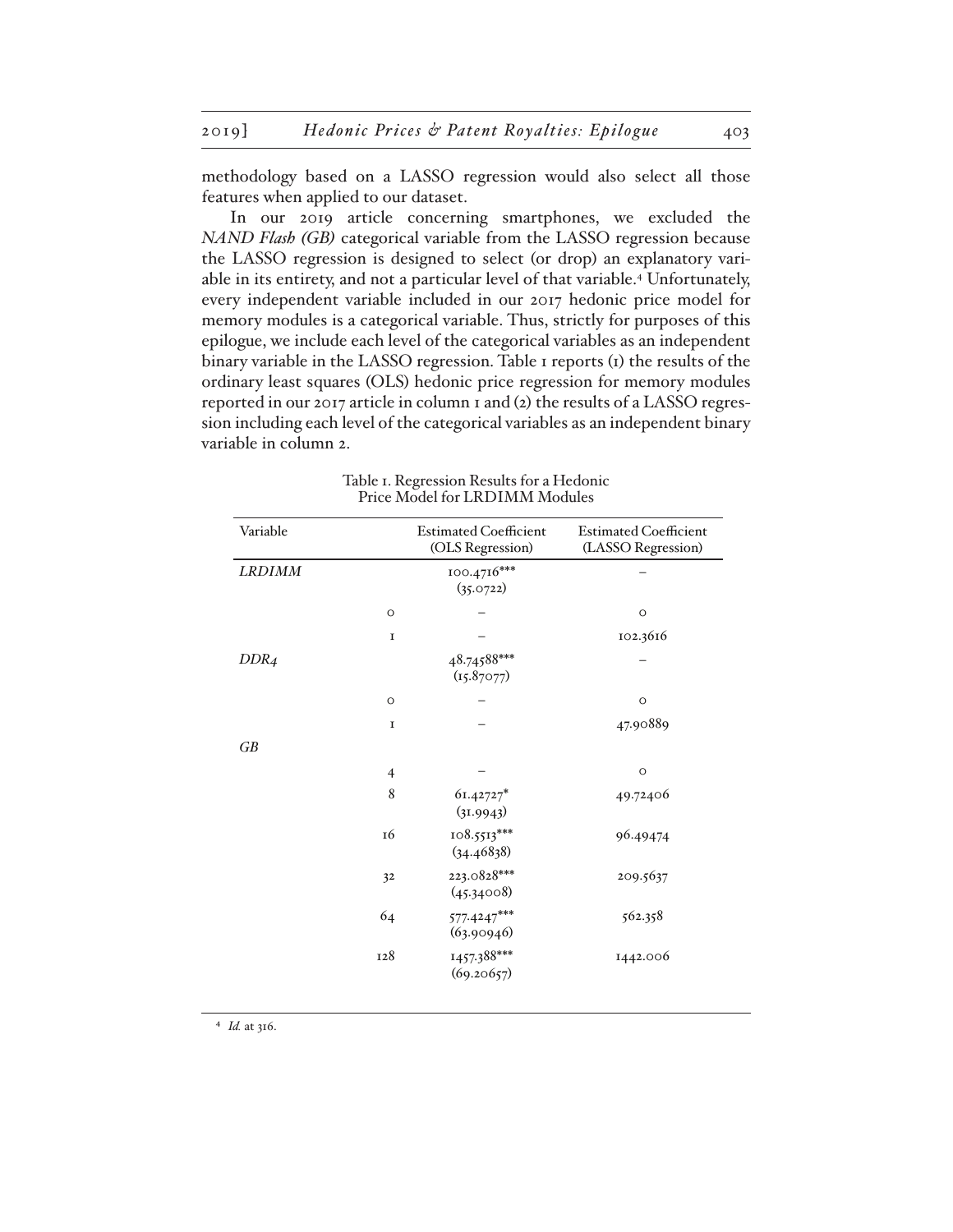methodology based on a LASSO regression would also select all those features when applied to our dataset.

In our 2019 article concerning smartphones, we excluded the *NAND Flash (GB)* categorical variable from the LASSO regression because the LASSO regression is designed to select (or drop) an explanatory variable in its entirety, and not a particular level of that variable.[4] Unfortunately, every independent variable included in our 2017 hedonic price model for memory modules is a categorical variable. Thus, strictly for purposes of this epilogue, we include each level of the categorical variables as an independent binary variable in the LASSO regression. Table 1 reports (1) the results of the ordinary least squares (OLS) hedonic price regression for memory modules reported in our 2017 article in column 1 and (2) the results of a LASSO regression including each level of the categorical variables as an independent binary variable in column 2.

Table 1. Regression Results for a Hedonic Price Model for LRDIMM Modules

| Variable | | Estimated Coefficient (OLS Regression) | Estimated Coefficient (LASSO Regression) |
|---|---|---|---|
| *LRDIMM* | | 100.4716*** (35.0722) | – |
| | 0 | – | 0 |
| | 1 | – | 102.3616 |
| *DDR4* | | 48.74588*** (15.87077) | – |
| | 0 | – | 0 |
| | 1 | – | 47.90889 |
| *GB* | | | |
| | 4 | – | 0 |
| | 8 | 61.42727* (31.9943) | 49.72406 |
| | 16 | 108.5513*** (34.46838) | 96.49474 |
| | 32 | 223.0828*** (45.34008) | 209.5637 |
| | 64 | 577.4247*** (63.90946) | 562.358 |
| | 128 | 1457.388*** (69.20657) | 1442.006 |

[4] *Id.* at 316.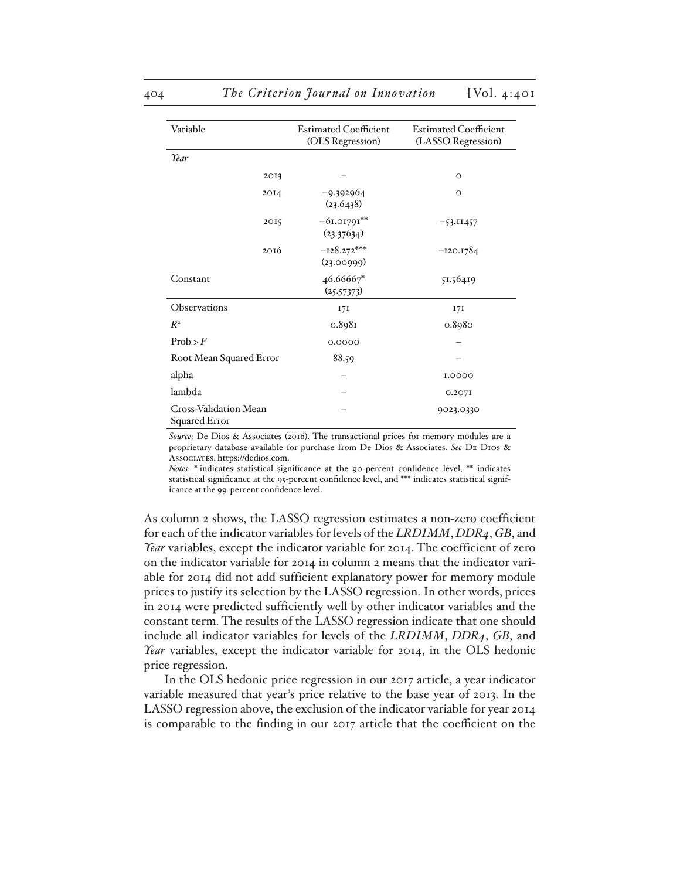| Variable | | Estimated Coefficient (OLS Regression) | Estimated Coefficient (LASSO Regression) |
|---|---|---|---|
| *Year* | | | |
| | 2013 | – | 0 |
| | 2014 | −9.392964 (23.6438) | 0 |
| | 2015 | −61.01791** (23.37634) | −53.11457 |
| | 2016 | −128.272*** (23.00999) | −120.1784 |
| Constant | | 46.66667* (25.57373) | 51.56419 |
| Observations | | 171 | 171 |
| $R^2$ | | 0.8981 | 0.8980 |
| Prob > $F$ | | 0.0000 | – |
| Root Mean Squared Error | | 88.59 | – |
| alpha | | – | 1.0000 |
| lambda | | – | 0.2071 |
| Cross-Validation Mean Squared Error | | – | 9023.0330 |

*Source*: De Dios & Associates (2016). The transactional prices for memory modules are a proprietary database available for purchase from De Dios & Associates. *See* De Dios & Associates, https://dedios.com.

*Notes*: * indicates statistical significance at the 90-percent confidence level, ** indicates statistical significance at the 95-percent confidence level, and *** indicates statistical significance at the 99-percent confidence level.

As column 2 shows, the LASSO regression estimates a non-zero coefficient for each of the indicator variables for levels of the *LRDIMM*, *DDR4*, *GB*, and *Year* variables, except the indicator variable for 2014. The coefficient of zero on the indicator variable for 2014 in column 2 means that the indicator variable for 2014 did not add sufficient explanatory power for memory module prices to justify its selection by the LASSO regression. In other words, prices in 2014 were predicted sufficiently well by other indicator variables and the constant term. The results of the LASSO regression indicate that one should include all indicator variables for levels of the *LRDIMM*, *DDR4*, *GB*, and *Year* variables, except the indicator variable for 2014, in the OLS hedonic price regression.

In the OLS hedonic price regression in our 2017 article, a year indicator variable measured that year's price relative to the base year of 2013. In the LASSO regression above, the exclusion of the indicator variable for year 2014 is comparable to the finding in our 2017 article that the coefficient on the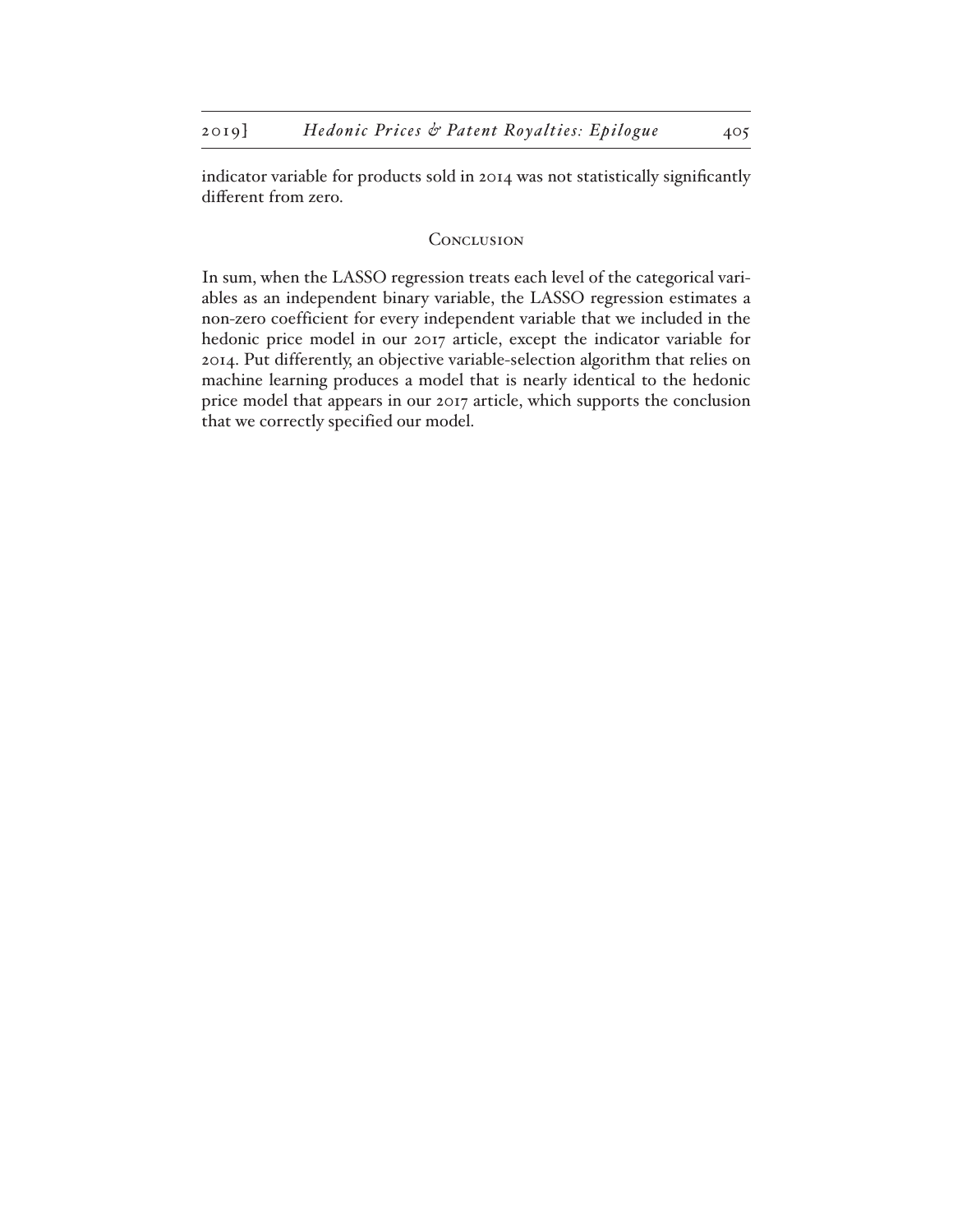indicator variable for products sold in 2014 was not statistically significantly different from zero.

## Conclusion

In sum, when the LASSO regression treats each level of the categorical variables as an independent binary variable, the LASSO regression estimates a non-zero coefficient for every independent variable that we included in the hedonic price model in our 2017 article, except the indicator variable for 2014. Put differently, an objective variable-selection algorithm that relies on machine learning produces a model that is nearly identical to the hedonic price model that appears in our 2017 article, which supports the conclusion that we correctly specified our model.